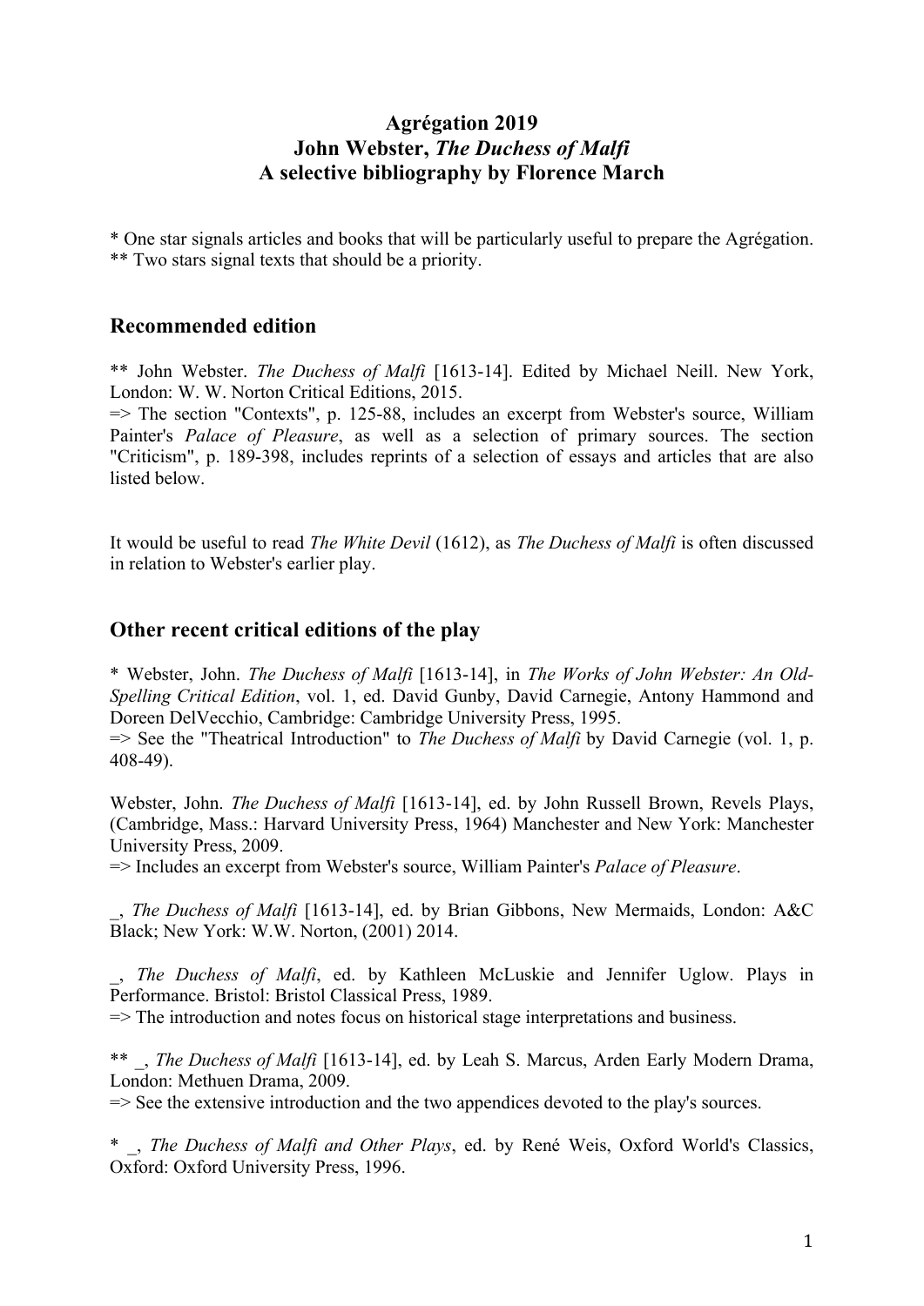**Agrégation 2019**
**John Webster, *The Duchess of Malfi***
**A selective bibliography by Florence March**

\* One star signals articles and books that will be particularly useful to prepare the Agrégation.
\*\* Two stars signal texts that should be a priority.

## Recommended edition

** John Webster. *The Duchess of Malfi* [1613-14]. Edited by Michael Neill. New York, London: W. W. Norton Critical Editions, 2015.
=> The section "Contexts", p. 125-88, includes an excerpt from Webster's source, William Painter's *Palace of Pleasure*, as well as a selection of primary sources. The section "Criticism", p. 189-398, includes reprints of a selection of essays and articles that are also listed below.

It would be useful to read *The White Devil* (1612), as *The Duchess of Malfi* is often discussed in relation to Webster's earlier play.

## Other recent critical editions of the play

\* Webster, John. *The Duchess of Malfi* [1613-14], in *The Works of John Webster: An Old-Spelling Critical Edition*, vol. 1, ed. David Gunby, David Carnegie, Antony Hammond and Doreen DelVecchio, Cambridge: Cambridge University Press, 1995.
=> See the "Theatrical Introduction" to *The Duchess of Malfi* by David Carnegie (vol. 1, p. 408-49).

Webster, John. *The Duchess of Malfi* [1613-14], ed. by John Russell Brown, Revels Plays, (Cambridge, Mass.: Harvard University Press, 1964) Manchester and New York: Manchester University Press, 2009.
=> Includes an excerpt from Webster's source, William Painter's *Palace of Pleasure*.

_, *The Duchess of Malfi* [1613-14], ed. by Brian Gibbons, New Mermaids, London: A&C Black; New York: W.W. Norton, (2001) 2014.

_, *The Duchess of Malfi*, ed. by Kathleen McLuskie and Jennifer Uglow. Plays in Performance. Bristol: Bristol Classical Press, 1989.
=> The introduction and notes focus on historical stage interpretations and business.

** _, *The Duchess of Malfi* [1613-14], ed. by Leah S. Marcus, Arden Early Modern Drama, London: Methuen Drama, 2009.
=> See the extensive introduction and the two appendices devoted to the play's sources.

\* _, *The Duchess of Malfi and Other Plays*, ed. by René Weis, Oxford World's Classics, Oxford: Oxford University Press, 1996.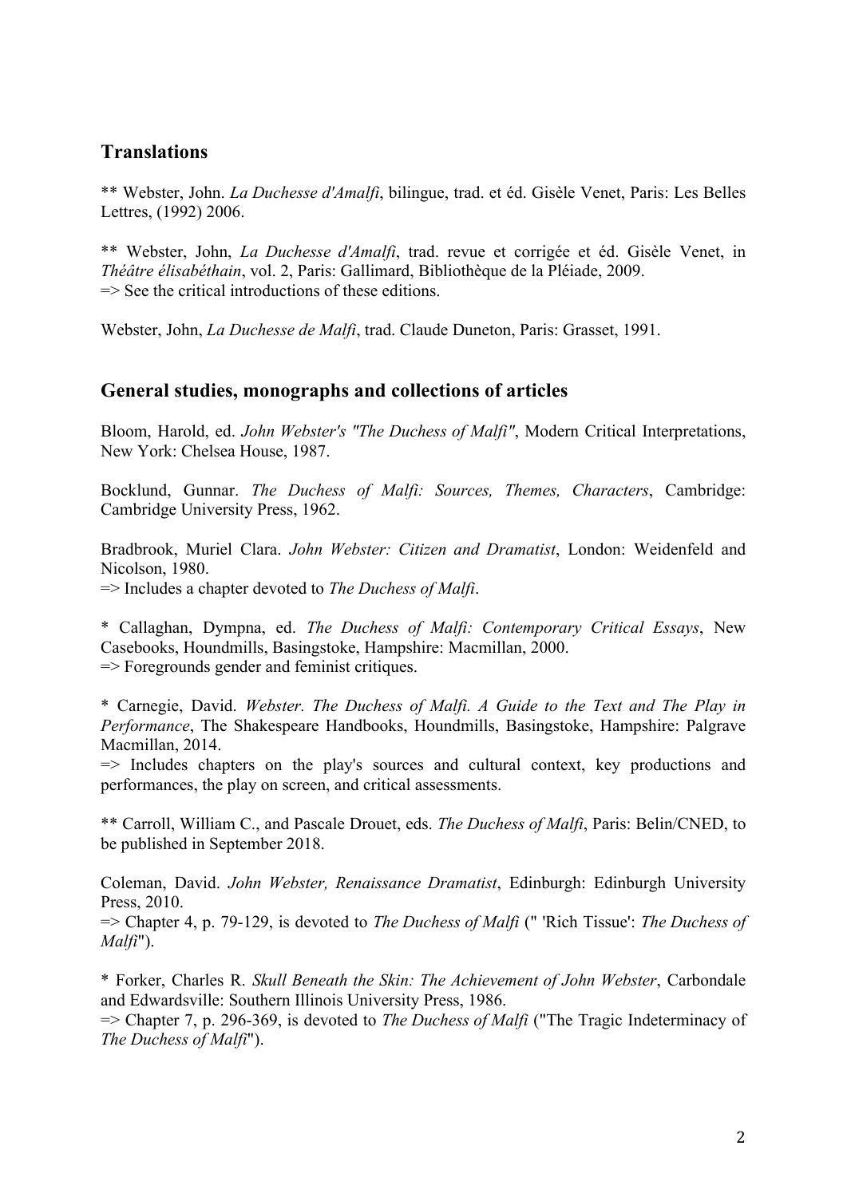## Translations

** Webster, John. *La Duchesse d'Amalfi*, bilingue, trad. et éd. Gisèle Venet, Paris: Les Belles Lettres, (1992) 2006.

** Webster, John, *La Duchesse d'Amalfi*, trad. revue et corrigée et éd. Gisèle Venet, in *Théâtre élisabéthain*, vol. 2, Paris: Gallimard, Bibliothèque de la Pléiade, 2009.
=> See the critical introductions of these editions.

Webster, John, *La Duchesse de Malfi*, trad. Claude Duneton, Paris: Grasset, 1991.

## General studies, monographs and collections of articles

Bloom, Harold, ed. *John Webster's "The Duchess of Malfi"*, Modern Critical Interpretations, New York: Chelsea House, 1987.

Bocklund, Gunnar. *The Duchess of Malfi: Sources, Themes, Characters*, Cambridge: Cambridge University Press, 1962.

Bradbrook, Muriel Clara. *John Webster: Citizen and Dramatist*, London: Weidenfeld and Nicolson, 1980.
=> Includes a chapter devoted to *The Duchess of Malfi*.

* Callaghan, Dympna, ed. *The Duchess of Malfi: Contemporary Critical Essays*, New Casebooks, Houndmills, Basingstoke, Hampshire: Macmillan, 2000.
=> Foregrounds gender and feminist critiques.

* Carnegie, David. *Webster. The Duchess of Malfi. A Guide to the Text and The Play in Performance*, The Shakespeare Handbooks, Houndmills, Basingstoke, Hampshire: Palgrave Macmillan, 2014.
=> Includes chapters on the play's sources and cultural context, key productions and performances, the play on screen, and critical assessments.

** Carroll, William C., and Pascale Drouet, eds. *The Duchess of Malfi*, Paris: Belin/CNED, to be published in September 2018.

Coleman, David. *John Webster, Renaissance Dramatist*, Edinburgh: Edinburgh University Press, 2010.
=> Chapter 4, p. 79-129, is devoted to *The Duchess of Malfi* (" 'Rich Tissue': *The Duchess of Malfi*").

* Forker, Charles R. *Skull Beneath the Skin: The Achievement of John Webster*, Carbondale and Edwardsville: Southern Illinois University Press, 1986.
=> Chapter 7, p. 296-369, is devoted to *The Duchess of Malfi* ("The Tragic Indeterminacy of *The Duchess of Malfi*").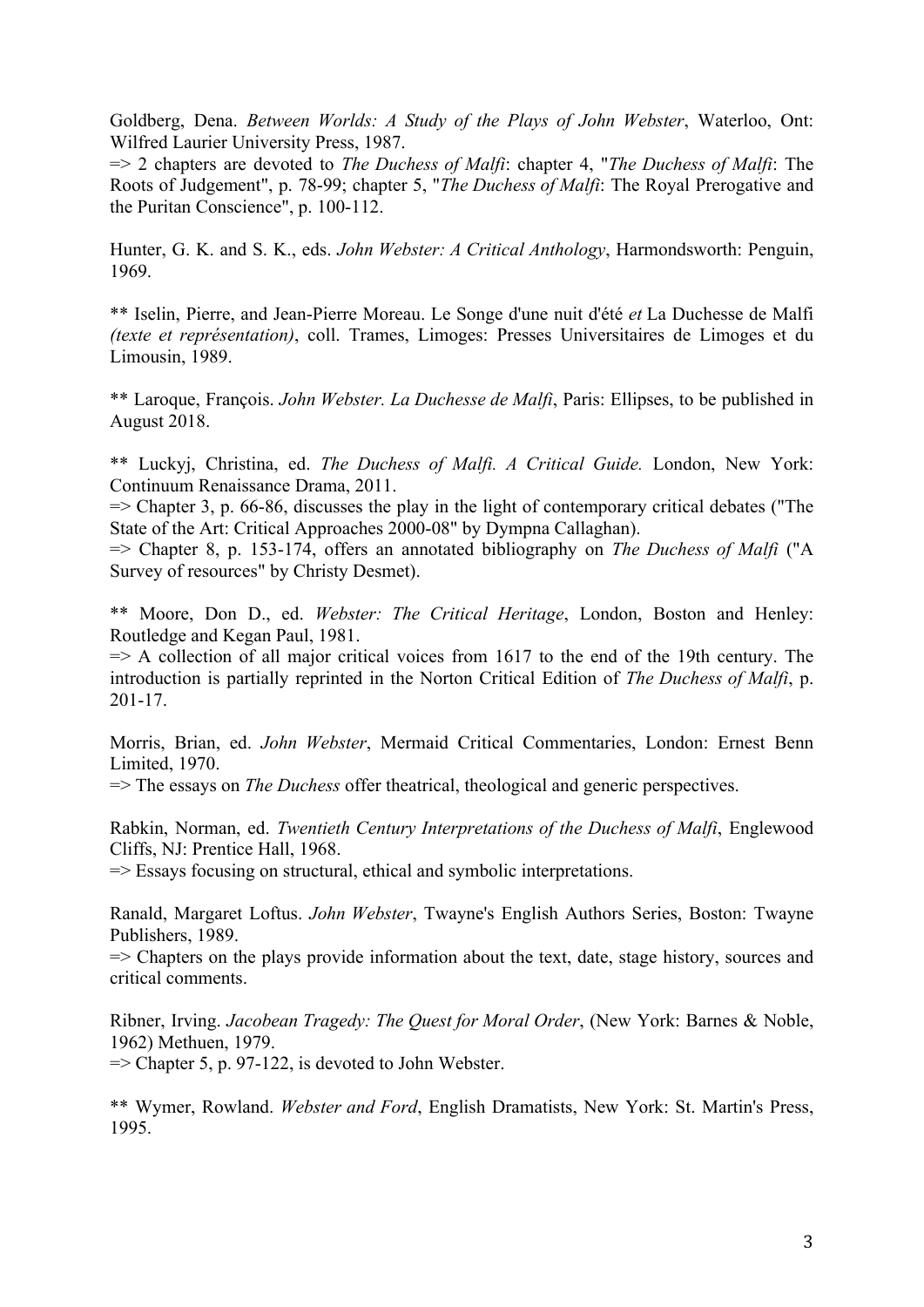Goldberg, Dena. *Between Worlds: A Study of the Plays of John Webster*, Waterloo, Ont: Wilfred Laurier University Press, 1987.
=> 2 chapters are devoted to *The Duchess of Malfi*: chapter 4, "*The Duchess of Malfi*: The Roots of Judgement", p. 78-99; chapter 5, "*The Duchess of Malfi*: The Royal Prerogative and the Puritan Conscience", p. 100-112.

Hunter, G. K. and S. K., eds. *John Webster: A Critical Anthology*, Harmondsworth: Penguin, 1969.

** Iselin, Pierre, and Jean-Pierre Moreau. Le Songe d'une nuit d'été *et* La Duchesse de Malfi *(texte et représentation)*, coll. Trames, Limoges: Presses Universitaires de Limoges et du Limousin, 1989.

** Laroque, François. *John Webster. La Duchesse de Malfi*, Paris: Ellipses, to be published in August 2018.

** Luckyj, Christina, ed. *The Duchess of Malfi. A Critical Guide.* London, New York: Continuum Renaissance Drama, 2011.
=> Chapter 3, p. 66-86, discusses the play in the light of contemporary critical debates ("The State of the Art: Critical Approaches 2000-08" by Dympna Callaghan).
=> Chapter 8, p. 153-174, offers an annotated bibliography on *The Duchess of Malfi* ("A Survey of resources" by Christy Desmet).

** Moore, Don D., ed. *Webster: The Critical Heritage*, London, Boston and Henley: Routledge and Kegan Paul, 1981.
=> A collection of all major critical voices from 1617 to the end of the 19th century. The introduction is partially reprinted in the Norton Critical Edition of *The Duchess of Malfi*, p. 201-17.

Morris, Brian, ed. *John Webster*, Mermaid Critical Commentaries, London: Ernest Benn Limited, 1970.
=> The essays on *The Duchess* offer theatrical, theological and generic perspectives.

Rabkin, Norman, ed. *Twentieth Century Interpretations of the Duchess of Malfi*, Englewood Cliffs, NJ: Prentice Hall, 1968.
=> Essays focusing on structural, ethical and symbolic interpretations.

Ranald, Margaret Loftus. *John Webster*, Twayne's English Authors Series, Boston: Twayne Publishers, 1989.
=> Chapters on the plays provide information about the text, date, stage history, sources and critical comments.

Ribner, Irving. *Jacobean Tragedy: The Quest for Moral Order*, (New York: Barnes & Noble, 1962) Methuen, 1979.
=> Chapter 5, p. 97-122, is devoted to John Webster.

** Wymer, Rowland. *Webster and Ford*, English Dramatists, New York: St. Martin's Press, 1995.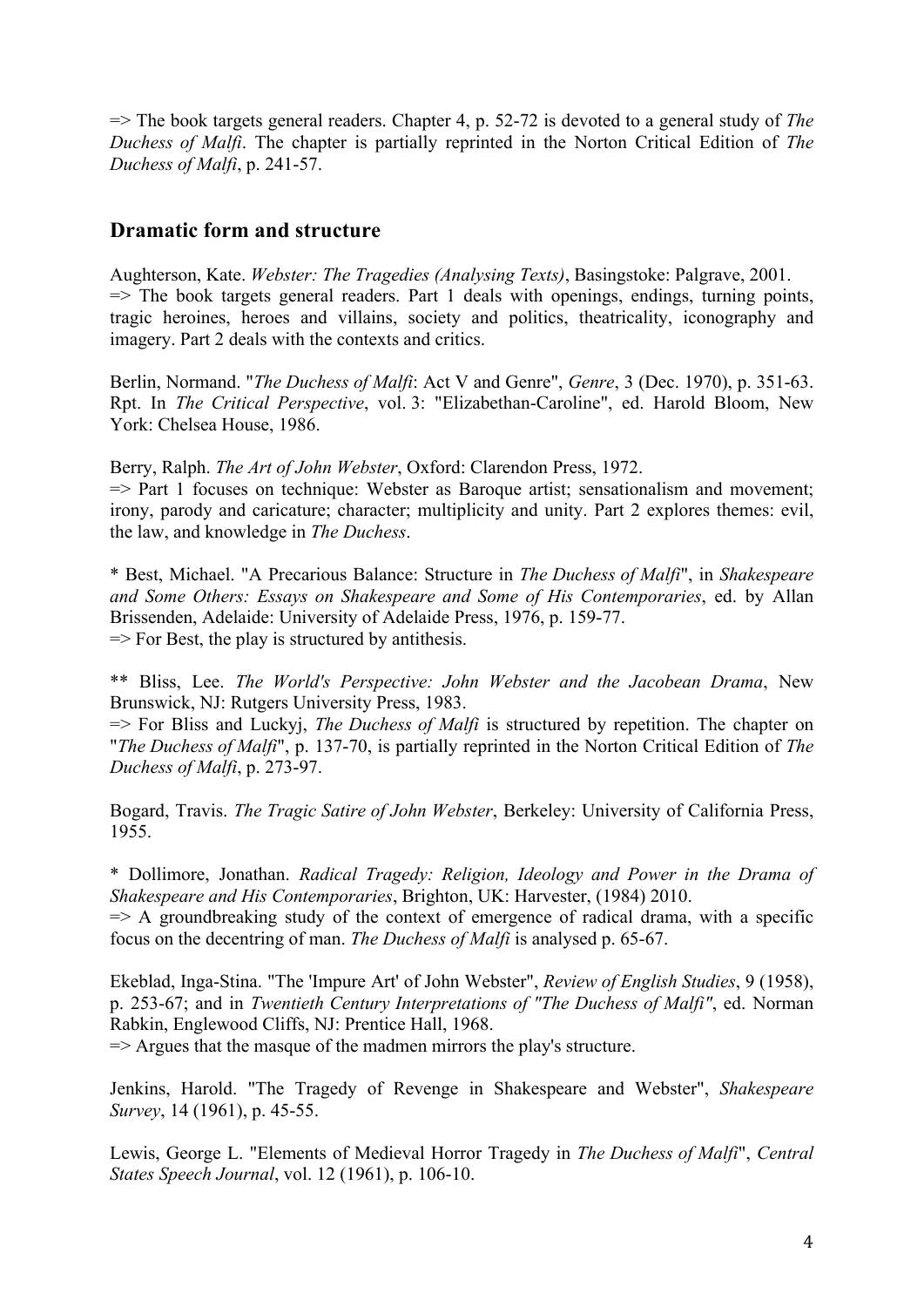=> The book targets general readers. Chapter 4, p. 52-72 is devoted to a general study of *The Duchess of Malfi*. The chapter is partially reprinted in the Norton Critical Edition of *The Duchess of Malfi*, p. 241-57.

## Dramatic form and structure

Aughterson, Kate. *Webster: The Tragedies (Analysing Texts)*, Basingstoke: Palgrave, 2001.
=> The book targets general readers. Part 1 deals with openings, endings, turning points, tragic heroines, heroes and villains, society and politics, theatricality, iconography and imagery. Part 2 deals with the contexts and critics.

Berlin, Normand. "*The Duchess of Malfi*: Act V and Genre", *Genre*, 3 (Dec. 1970), p. 351-63. Rpt. In *The Critical Perspective*, vol. 3: "Elizabethan-Caroline", ed. Harold Bloom, New York: Chelsea House, 1986.

Berry, Ralph. *The Art of John Webster*, Oxford: Clarendon Press, 1972.
=> Part 1 focuses on technique: Webster as Baroque artist; sensationalism and movement; irony, parody and caricature; character; multiplicity and unity. Part 2 explores themes: evil, the law, and knowledge in *The Duchess*.

\* Best, Michael. "A Precarious Balance: Structure in *The Duchess of Malfi*", in *Shakespeare and Some Others: Essays on Shakespeare and Some of His Contemporaries*, ed. by Allan Brissenden, Adelaide: University of Adelaide Press, 1976, p. 159-77.
=> For Best, the play is structured by antithesis.

\** Bliss, Lee. *The World's Perspective: John Webster and the Jacobean Drama*, New Brunswick, NJ: Rutgers University Press, 1983.
=> For Bliss and Luckyj, *The Duchess of Malfi* is structured by repetition. The chapter on "*The Duchess of Malfi*", p. 137-70, is partially reprinted in the Norton Critical Edition of *The Duchess of Malfi*, p. 273-97.

Bogard, Travis. *The Tragic Satire of John Webster*, Berkeley: University of California Press, 1955.

\* Dollimore, Jonathan. *Radical Tragedy: Religion, Ideology and Power in the Drama of Shakespeare and His Contemporaries*, Brighton, UK: Harvester, (1984) 2010.
=> A groundbreaking study of the context of emergence of radical drama, with a specific focus on the decentring of man. *The Duchess of Malfi* is analysed p. 65-67.

Ekeblad, Inga-Stina. "The 'Impure Art' of John Webster", *Review of English Studies*, 9 (1958), p. 253-67; and in *Twentieth Century Interpretations of "The Duchess of Malfi"*, ed. Norman Rabkin, Englewood Cliffs, NJ: Prentice Hall, 1968.
=> Argues that the masque of the madmen mirrors the play's structure.

Jenkins, Harold. "The Tragedy of Revenge in Shakespeare and Webster", *Shakespeare Survey*, 14 (1961), p. 45-55.

Lewis, George L. "Elements of Medieval Horror Tragedy in *The Duchess of Malfi*", *Central States Speech Journal*, vol. 12 (1961), p. 106-10.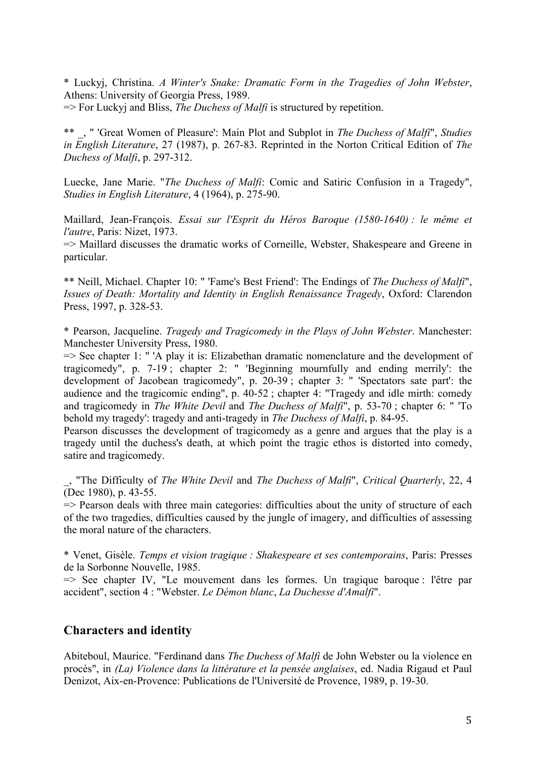* Luckyj, Christina. *A Winter's Snake: Dramatic Form in the Tragedies of John Webster*, Athens: University of Georgia Press, 1989.
=> For Luckyj and Bliss, *The Duchess of Malfi* is structured by repetition.

** _, " 'Great Women of Pleasure': Main Plot and Subplot in *The Duchess of Malfi*", *Studies in English Literature*, 27 (1987), p. 267-83. Reprinted in the Norton Critical Edition of *The Duchess of Malfi*, p. 297-312.

Luecke, Jane Marie. "*The Duchess of Malfi*: Comic and Satiric Confusion in a Tragedy", *Studies in English Literature*, 4 (1964), p. 275-90.

Maillard, Jean-François. *Essai sur l'Esprit du Héros Baroque (1580-1640) : le même et l'autre*, Paris: Nizet, 1973.
=> Maillard discusses the dramatic works of Corneille, Webster, Shakespeare and Greene in particular.

** Neill, Michael. Chapter 10: " 'Fame's Best Friend': The Endings of *The Duchess of Malfi*", *Issues of Death: Mortality and Identity in English Renaissance Tragedy*, Oxford: Clarendon Press, 1997, p. 328-53.

* Pearson, Jacqueline. *Tragedy and Tragicomedy in the Plays of John Webster*. Manchester: Manchester University Press, 1980.
=> See chapter 1: " 'A play it is: Elizabethan dramatic nomenclature and the development of tragicomedy", p. 7-19 ; chapter 2: " 'Beginning mournfully and ending merrily': the development of Jacobean tragicomedy", p. 20-39 ; chapter 3: " 'Spectators sate part': the audience and the tragicomic ending", p. 40-52 ; chapter 4: "Tragedy and idle mirth: comedy and tragicomedy in *The White Devil* and *The Duchess of Malfi*", p. 53-70 ; chapter 6: " 'To behold my tragedy': tragedy and anti-tragedy in *The Duchess of Malfi*, p. 84-95.
Pearson discusses the development of tragicomedy as a genre and argues that the play is a tragedy until the duchess's death, at which point the tragic ethos is distorted into comedy, satire and tragicomedy.

_, "The Difficulty of *The White Devil* and *The Duchess of Malfi*", *Critical Quarterly*, 22, 4 (Dec 1980), p. 43-55.
=> Pearson deals with three main categories: difficulties about the unity of structure of each of the two tragedies, difficulties caused by the jungle of imagery, and difficulties of assessing the moral nature of the characters.

* Venet, Gisèle. *Temps et vision tragique : Shakespeare et ses contemporains*, Paris: Presses de la Sorbonne Nouvelle, 1985.
=> See chapter IV, "Le mouvement dans les formes. Un tragique baroque : l'être par accident", section 4 : "Webster. *Le Démon blanc*, *La Duchesse d'Amalfi*".

## Characters and identity

Abiteboul, Maurice. "Ferdinand dans *The Duchess of Malfi* de John Webster ou la violence en procès", in *(La) Violence dans la littérature et la pensée anglaises*, ed. Nadia Rigaud et Paul Denizot, Aix-en-Provence: Publications de l'Université de Provence, 1989, p. 19-30.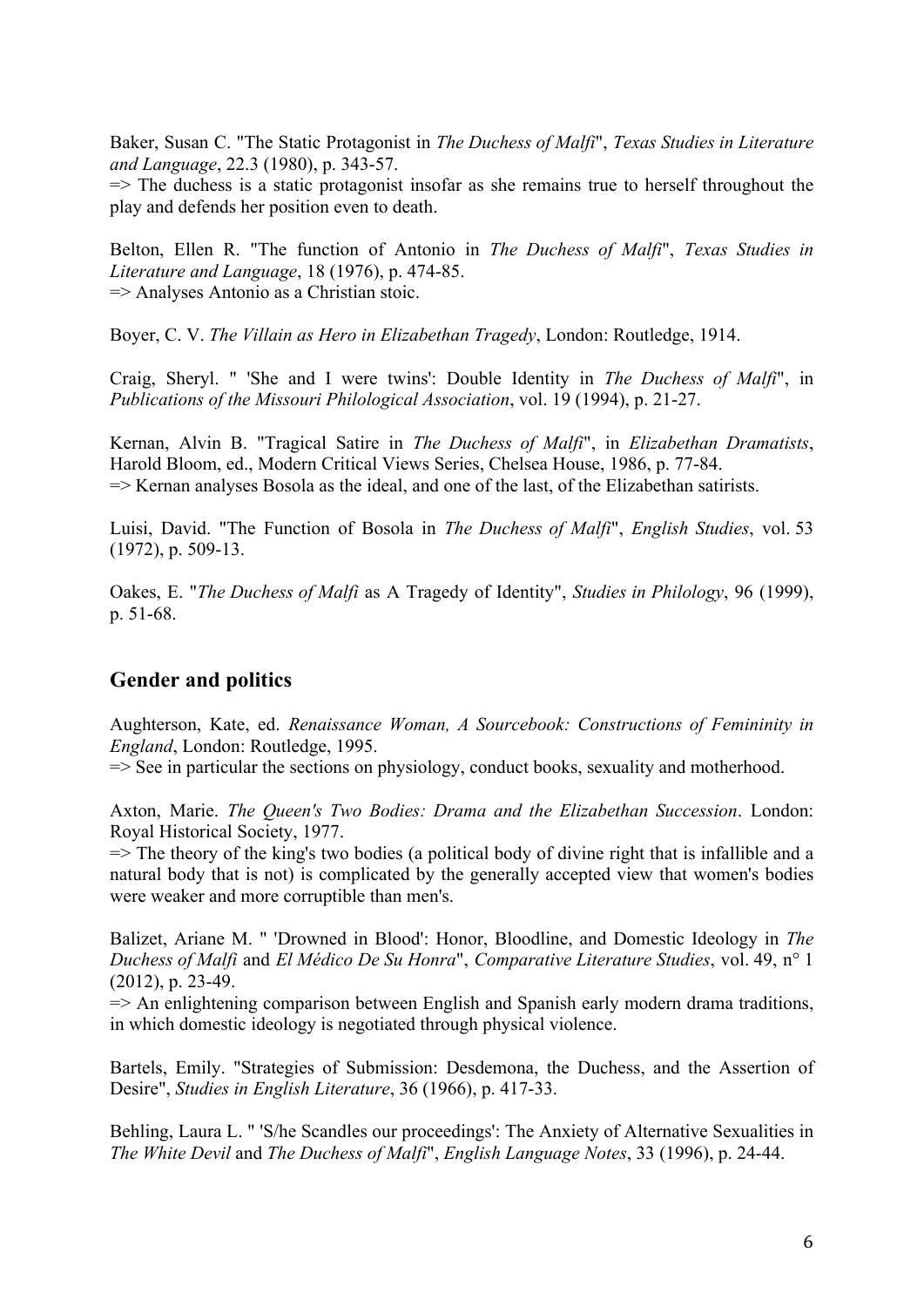Baker, Susan C. "The Static Protagonist in *The Duchess of Malfi*", *Texas Studies in Literature and Language*, 22.3 (1980), p. 343-57.
=> The duchess is a static protagonist insofar as she remains true to herself throughout the play and defends her position even to death.

Belton, Ellen R. "The function of Antonio in *The Duchess of Malfi*", *Texas Studies in Literature and Language*, 18 (1976), p. 474-85.
=> Analyses Antonio as a Christian stoic.

Boyer, C. V. *The Villain as Hero in Elizabethan Tragedy*, London: Routledge, 1914.

Craig, Sheryl. " 'She and I were twins': Double Identity in *The Duchess of Malfi*", in *Publications of the Missouri Philological Association*, vol. 19 (1994), p. 21-27.

Kernan, Alvin B. "Tragical Satire in *The Duchess of Malfi*", in *Elizabethan Dramatists*, Harold Bloom, ed., Modern Critical Views Series, Chelsea House, 1986, p. 77-84.
=> Kernan analyses Bosola as the ideal, and one of the last, of the Elizabethan satirists.

Luisi, David. "The Function of Bosola in *The Duchess of Malfi*", *English Studies*, vol. 53 (1972), p. 509-13.

Oakes, E. "*The Duchess of Malfi* as A Tragedy of Identity", *Studies in Philology*, 96 (1999), p. 51-68.

## Gender and politics

Aughterson, Kate, ed. *Renaissance Woman, A Sourcebook: Constructions of Femininity in England*, London: Routledge, 1995.
=> See in particular the sections on physiology, conduct books, sexuality and motherhood.

Axton, Marie. *The Queen's Two Bodies: Drama and the Elizabethan Succession*. London: Royal Historical Society, 1977.
=> The theory of the king's two bodies (a political body of divine right that is infallible and a natural body that is not) is complicated by the generally accepted view that women's bodies were weaker and more corruptible than men's.

Balizet, Ariane M. " 'Drowned in Blood': Honor, Bloodline, and Domestic Ideology in *The Duchess of Malfi* and *El Médico De Su Honra*", *Comparative Literature Studies*, vol. 49, n° 1 (2012), p. 23-49.
=> An enlightening comparison between English and Spanish early modern drama traditions, in which domestic ideology is negotiated through physical violence.

Bartels, Emily. "Strategies of Submission: Desdemona, the Duchess, and the Assertion of Desire", *Studies in English Literature*, 36 (1966), p. 417-33.

Behling, Laura L. " 'S/he Scandles our proceedings': The Anxiety of Alternative Sexualities in *The White Devil* and *The Duchess of Malfi*", *English Language Notes*, 33 (1996), p. 24-44.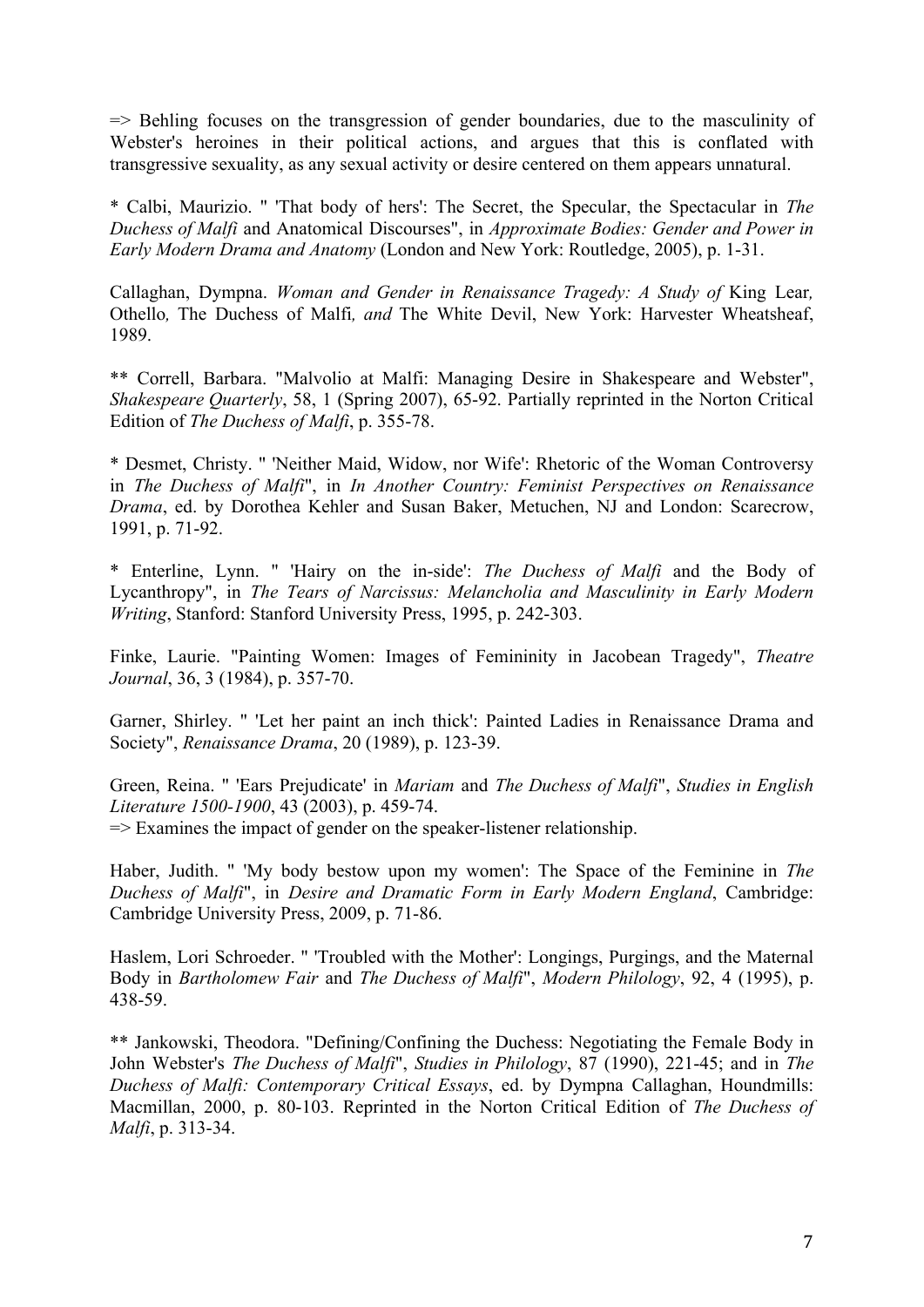=> Behling focuses on the transgression of gender boundaries, due to the masculinity of Webster's heroines in their political actions, and argues that this is conflated with transgressive sexuality, as any sexual activity or desire centered on them appears unnatural.

* Calbi, Maurizio. " 'That body of hers': The Secret, the Specular, the Spectacular in *The Duchess of Malfi* and Anatomical Discourses", in *Approximate Bodies: Gender and Power in Early Modern Drama and Anatomy* (London and New York: Routledge, 2005), p. 1-31.

Callaghan, Dympna. *Woman and Gender in Renaissance Tragedy: A Study of* King Lear*,* Othello*,* The Duchess of Malfi*, and* The White Devil, New York: Harvester Wheatsheaf, 1989.

** Correll, Barbara. "Malvolio at Malfi: Managing Desire in Shakespeare and Webster", *Shakespeare Quarterly*, 58, 1 (Spring 2007), 65-92. Partially reprinted in the Norton Critical Edition of *The Duchess of Malfi*, p. 355-78.

* Desmet, Christy. " 'Neither Maid, Widow, nor Wife': Rhetoric of the Woman Controversy in *The Duchess of Malfi*", in *In Another Country: Feminist Perspectives on Renaissance Drama*, ed. by Dorothea Kehler and Susan Baker, Metuchen, NJ and London: Scarecrow, 1991, p. 71-92.

* Enterline, Lynn. " 'Hairy on the in-side': *The Duchess of Malfi* and the Body of Lycanthropy", in *The Tears of Narcissus: Melancholia and Masculinity in Early Modern Writing*, Stanford: Stanford University Press, 1995, p. 242-303.

Finke, Laurie. "Painting Women: Images of Femininity in Jacobean Tragedy", *Theatre Journal*, 36, 3 (1984), p. 357-70.

Garner, Shirley. " 'Let her paint an inch thick': Painted Ladies in Renaissance Drama and Society", *Renaissance Drama*, 20 (1989), p. 123-39.

Green, Reina. " 'Ears Prejudicate' in *Mariam* and *The Duchess of Malfi*", *Studies in English Literature 1500-1900*, 43 (2003), p. 459-74.
=> Examines the impact of gender on the speaker-listener relationship.

Haber, Judith. " 'My body bestow upon my women': The Space of the Feminine in *The Duchess of Malfi*", in *Desire and Dramatic Form in Early Modern England*, Cambridge: Cambridge University Press, 2009, p. 71-86.

Haslem, Lori Schroeder. " 'Troubled with the Mother': Longings, Purgings, and the Maternal Body in *Bartholomew Fair* and *The Duchess of Malfi*", *Modern Philology*, 92, 4 (1995), p. 438-59.

** Jankowski, Theodora. "Defining/Confining the Duchess: Negotiating the Female Body in John Webster's *The Duchess of Malfi*", *Studies in Philology*, 87 (1990), 221-45; and in *The Duchess of Malfi: Contemporary Critical Essays*, ed. by Dympna Callaghan, Houndmills: Macmillan, 2000, p. 80-103. Reprinted in the Norton Critical Edition of *The Duchess of Malfi*, p. 313-34.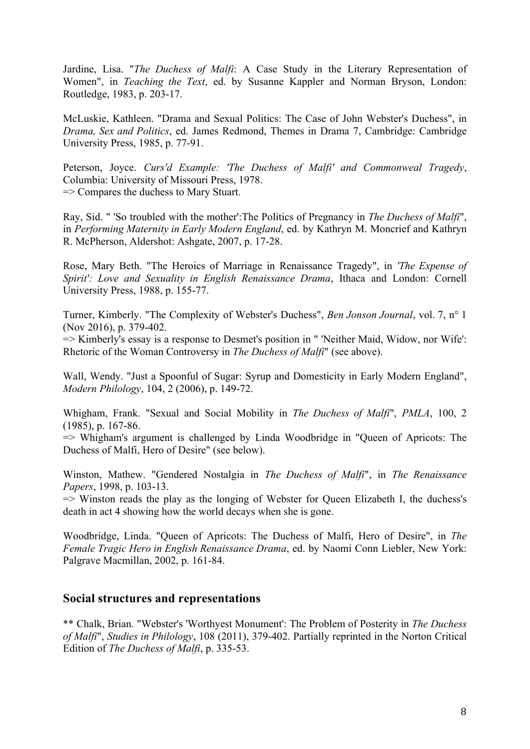Jardine, Lisa. "*The Duchess of Malfi*: A Case Study in the Literary Representation of Women", in *Teaching the Text*, ed. by Susanne Kappler and Norman Bryson, London: Routledge, 1983, p. 203-17.

McLuskie, Kathleen. "Drama and Sexual Politics: The Case of John Webster's Duchess", in *Drama, Sex and Politics*, ed. James Redmond, Themes in Drama 7, Cambridge: Cambridge University Press, 1985, p. 77-91.

Peterson, Joyce. *Curs'd Example: 'The Duchess of Malfi' and Commonweal Tragedy*, Columbia: University of Missouri Press, 1978.
=> Compares the duchess to Mary Stuart.

Ray, Sid. " 'So troubled with the mother':The Politics of Pregnancy in *The Duchess of Malfi*", in *Performing Maternity in Early Modern England*, ed. by Kathryn M. Moncrief and Kathryn R. McPherson, Aldershot: Ashgate, 2007, p. 17-28.

Rose, Mary Beth. "The Heroics of Marriage in Renaissance Tragedy", in *'The Expense of Spirit': Love and Sexuality in English Renaissance Drama*, Ithaca and London: Cornell University Press, 1988, p. 155-77.

Turner, Kimberly. "The Complexity of Webster's Duchess", *Ben Jonson Journal*, vol. 7, n° 1 (Nov 2016), p. 379-402.
=> Kimberly's essay is a response to Desmet's position in " 'Neither Maid, Widow, nor Wife': Rhetoric of the Woman Controversy in *The Duchess of Malfi*" (see above).

Wall, Wendy. "Just a Spoonful of Sugar: Syrup and Domesticity in Early Modern England", *Modern Philology*, 104, 2 (2006), p. 149-72.

Whigham, Frank. "Sexual and Social Mobility in *The Duchess of Malfi*", *PMLA*, 100, 2 (1985), p. 167-86.
=> Whigham's argument is challenged by Linda Woodbridge in "Queen of Apricots: The Duchess of Malfi, Hero of Desire" (see below).

Winston, Mathew. "Gendered Nostalgia in *The Duchess of Malfi*", in *The Renaissance Papers*, 1998, p. 103-13.
=> Winston reads the play as the longing of Webster for Queen Elizabeth I, the duchess's death in act 4 showing how the world decays when she is gone.

Woodbridge, Linda. "Queen of Apricots: The Duchess of Malfi, Hero of Desire", in *The Female Tragic Hero in English Renaissance Drama*, ed. by Naomi Conn Liebler, New York: Palgrave Macmillan, 2002, p. 161-84.

## Social structures and representations

** Chalk, Brian. "Webster's 'Worthyest Monument': The Problem of Posterity in *The Duchess of Malfi*", *Studies in Philology*, 108 (2011), 379-402. Partially reprinted in the Norton Critical Edition of *The Duchess of Malfi*, p. 335-53.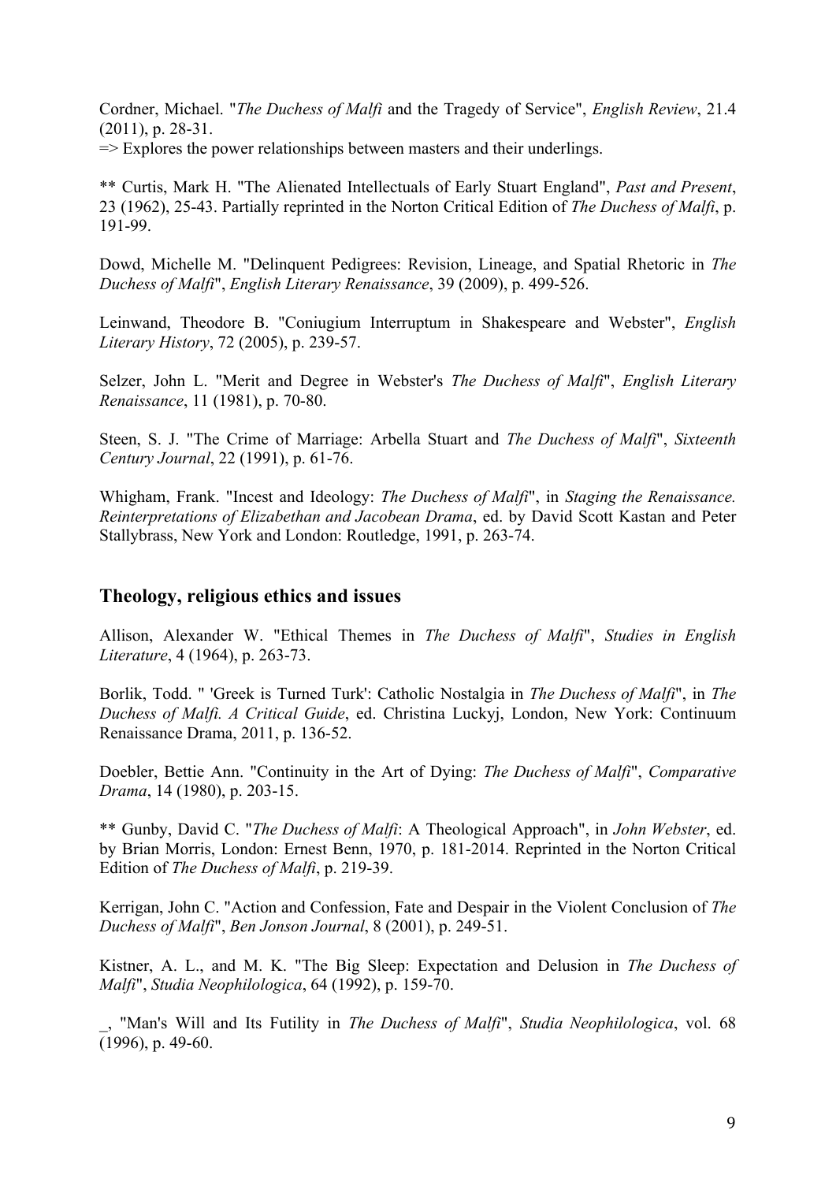Cordner, Michael. "*The Duchess of Malfi* and the Tragedy of Service", *English Review*, 21.4 (2011), p. 28-31.
=> Explores the power relationships between masters and their underlings.

** Curtis, Mark H. "The Alienated Intellectuals of Early Stuart England", *Past and Present*, 23 (1962), 25-43. Partially reprinted in the Norton Critical Edition of *The Duchess of Malfi*, p. 191-99.

Dowd, Michelle M. "Delinquent Pedigrees: Revision, Lineage, and Spatial Rhetoric in *The Duchess of Malfi*", *English Literary Renaissance*, 39 (2009), p. 499-526.

Leinwand, Theodore B. "Coniugium Interruptum in Shakespeare and Webster", *English Literary History*, 72 (2005), p. 239-57.

Selzer, John L. "Merit and Degree in Webster's *The Duchess of Malfi*", *English Literary Renaissance*, 11 (1981), p. 70-80.

Steen, S. J. "The Crime of Marriage: Arbella Stuart and *The Duchess of Malfi*", *Sixteenth Century Journal*, 22 (1991), p. 61-76.

Whigham, Frank. "Incest and Ideology: *The Duchess of Malfi*", in *Staging the Renaissance. Reinterpretations of Elizabethan and Jacobean Drama*, ed. by David Scott Kastan and Peter Stallybrass, New York and London: Routledge, 1991, p. 263-74.

## Theology, religious ethics and issues

Allison, Alexander W. "Ethical Themes in *The Duchess of Malfi*", *Studies in English Literature*, 4 (1964), p. 263-73.

Borlik, Todd. " 'Greek is Turned Turk': Catholic Nostalgia in *The Duchess of Malfi*", in *The Duchess of Malfi. A Critical Guide*, ed. Christina Luckyj, London, New York: Continuum Renaissance Drama, 2011, p. 136-52.

Doebler, Bettie Ann. "Continuity in the Art of Dying: *The Duchess of Malfi*", *Comparative Drama*, 14 (1980), p. 203-15.

** Gunby, David C. "*The Duchess of Malfi*: A Theological Approach", in *John Webster*, ed. by Brian Morris, London: Ernest Benn, 1970, p. 181-2014. Reprinted in the Norton Critical Edition of *The Duchess of Malfi*, p. 219-39.

Kerrigan, John C. "Action and Confession, Fate and Despair in the Violent Conclusion of *The Duchess of Malfi*", *Ben Jonson Journal*, 8 (2001), p. 249-51.

Kistner, A. L., and M. K. "The Big Sleep: Expectation and Delusion in *The Duchess of Malfi*", *Studia Neophilologica*, 64 (1992), p. 159-70.

_, "Man's Will and Its Futility in *The Duchess of Malfi*", *Studia Neophilologica*, vol. 68 (1996), p. 49-60.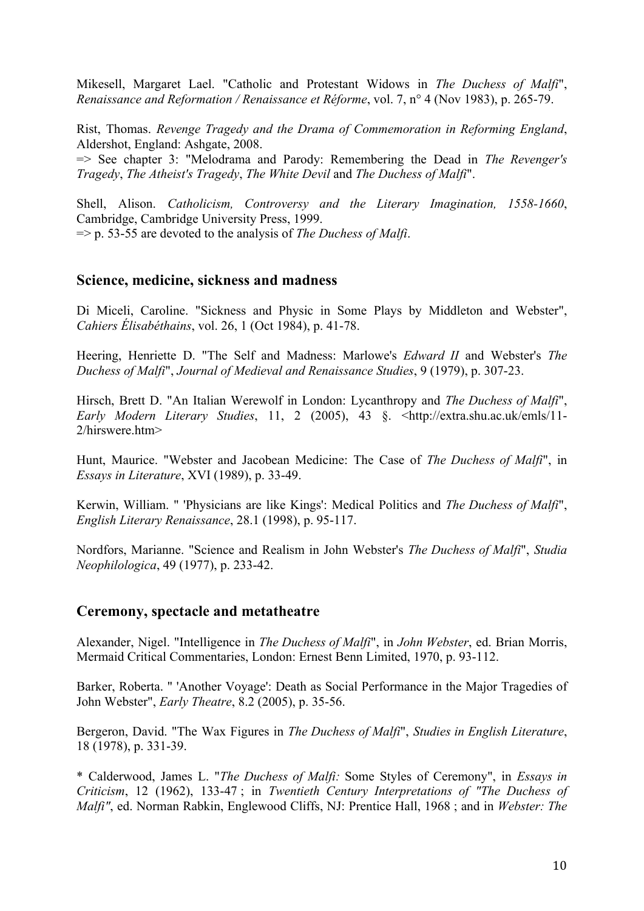Mikesell, Margaret Lael. "Catholic and Protestant Widows in *The Duchess of Malfi*", *Renaissance and Reformation / Renaissance et Réforme*, vol. 7, n° 4 (Nov 1983), p. 265-79.

Rist, Thomas. *Revenge Tragedy and the Drama of Commemoration in Reforming England*, Aldershot, England: Ashgate, 2008.
=> See chapter 3: "Melodrama and Parody: Remembering the Dead in *The Revenger's Tragedy*, *The Atheist's Tragedy*, *The White Devil* and *The Duchess of Malfi*".

Shell, Alison. *Catholicism, Controversy and the Literary Imagination, 1558-1660*, Cambridge, Cambridge University Press, 1999.
=> p. 53-55 are devoted to the analysis of *The Duchess of Malfi*.

## Science, medicine, sickness and madness

Di Miceli, Caroline. "Sickness and Physic in Some Plays by Middleton and Webster", *Cahiers Élisabéthains*, vol. 26, 1 (Oct 1984), p. 41-78.

Heering, Henriette D. "The Self and Madness: Marlowe's *Edward II* and Webster's *The Duchess of Malfi*", *Journal of Medieval and Renaissance Studies*, 9 (1979), p. 307-23.

Hirsch, Brett D. "An Italian Werewolf in London: Lycanthropy and *The Duchess of Malfi*", *Early Modern Literary Studies*, 11, 2 (2005), 43 §. <http://extra.shu.ac.uk/emls/11-2/hirswere.htm>

Hunt, Maurice. "Webster and Jacobean Medicine: The Case of *The Duchess of Malfi*", in *Essays in Literature*, XVI (1989), p. 33-49.

Kerwin, William. " 'Physicians are like Kings': Medical Politics and *The Duchess of Malfi*", *English Literary Renaissance*, 28.1 (1998), p. 95-117.

Nordfors, Marianne. "Science and Realism in John Webster's *The Duchess of Malfi*", *Studia Neophilologica*, 49 (1977), p. 233-42.

## Ceremony, spectacle and metatheatre

Alexander, Nigel. "Intelligence in *The Duchess of Malfi*", in *John Webster*, ed. Brian Morris, Mermaid Critical Commentaries, London: Ernest Benn Limited, 1970, p. 93-112.

Barker, Roberta. " 'Another Voyage': Death as Social Performance in the Major Tragedies of John Webster", *Early Theatre*, 8.2 (2005), p. 35-56.

Bergeron, David. "The Wax Figures in *The Duchess of Malfi*", *Studies in English Literature*, 18 (1978), p. 331-39.

* Calderwood, James L. "*The Duchess of Malfi:* Some Styles of Ceremony", in *Essays in Criticism*, 12 (1962), 133-47 ; in *Twentieth Century Interpretations of "The Duchess of Malfi"*, ed. Norman Rabkin, Englewood Cliffs, NJ: Prentice Hall, 1968 ; and in *Webster: The*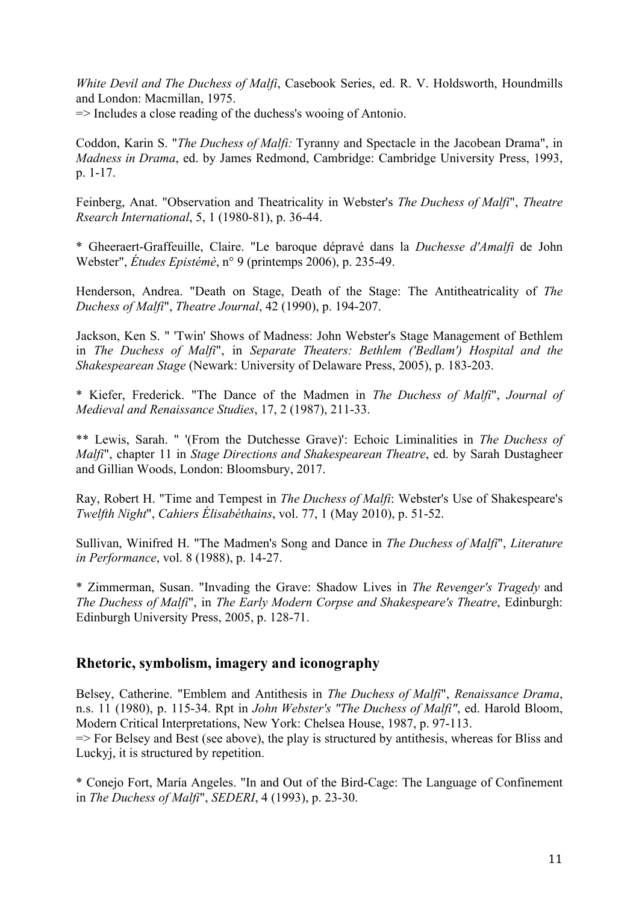*White Devil and The Duchess of Malfi*, Casebook Series, ed. R. V. Holdsworth, Houndmills and London: Macmillan, 1975.
=> Includes a close reading of the duchess's wooing of Antonio.

Coddon, Karin S. "*The Duchess of Malfi:* Tyranny and Spectacle in the Jacobean Drama", in *Madness in Drama*, ed. by James Redmond, Cambridge: Cambridge University Press, 1993, p. 1-17.

Feinberg, Anat. "Observation and Theatricality in Webster's *The Duchess of Malfi*", *Theatre Rsearch International*, 5, 1 (1980-81), p. 36-44.

* Gheeraert-Graffeuille, Claire. "Le baroque dépravé dans la *Duchesse d'Amalfi* de John Webster", *Études Epistémè*, n° 9 (printemps 2006), p. 235-49.

Henderson, Andrea. "Death on Stage, Death of the Stage: The Antitheatricality of *The Duchess of Malfi*", *Theatre Journal*, 42 (1990), p. 194-207.

Jackson, Ken S. " 'Twin' Shows of Madness: John Webster's Stage Management of Bethlem in *The Duchess of Malfi*", in *Separate Theaters: Bethlem ('Bedlam') Hospital and the Shakespearean Stage* (Newark: University of Delaware Press, 2005), p. 183-203.

* Kiefer, Frederick. "The Dance of the Madmen in *The Duchess of Malfi*", *Journal of Medieval and Renaissance Studies*, 17, 2 (1987), 211-33.

** Lewis, Sarah. " '(From the Dutchesse Grave)': Echoic Liminalities in *The Duchess of Malfi*", chapter 11 in *Stage Directions and Shakespearean Theatre*, ed. by Sarah Dustagheer and Gillian Woods, London: Bloomsbury, 2017.

Ray, Robert H. "Time and Tempest in *The Duchess of Malfi*: Webster's Use of Shakespeare's *Twelfth Night*", *Cahiers Élisabéthains*, vol. 77, 1 (May 2010), p. 51-52.

Sullivan, Winifred H. "The Madmen's Song and Dance in *The Duchess of Malfi*", *Literature in Performance*, vol. 8 (1988), p. 14-27.

* Zimmerman, Susan. "Invading the Grave: Shadow Lives in *The Revenger's Tragedy* and *The Duchess of Malfi*", in *The Early Modern Corpse and Shakespeare's Theatre*, Edinburgh: Edinburgh University Press, 2005, p. 128-71.

## Rhetoric, symbolism, imagery and iconography

Belsey, Catherine. "Emblem and Antithesis in *The Duchess of Malfi*", *Renaissance Drama*, n.s. 11 (1980), p. 115-34. Rpt in *John Webster's "The Duchess of Malfi"*, ed. Harold Bloom, Modern Critical Interpretations, New York: Chelsea House, 1987, p. 97-113.
=> For Belsey and Best (see above), the play is structured by antithesis, whereas for Bliss and Luckyj, it is structured by repetition.

* Conejo Fort, María Angeles. "In and Out of the Bird-Cage: The Language of Confinement in *The Duchess of Malfi*", *SEDERI*, 4 (1993), p. 23-30.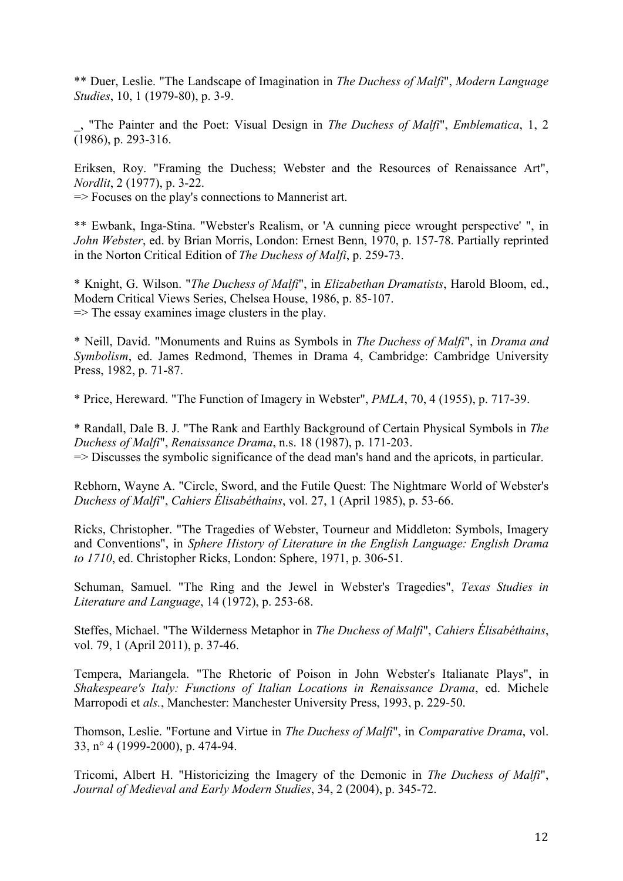** Duer, Leslie. "The Landscape of Imagination in *The Duchess of Malfi*", *Modern Language Studies*, 10, 1 (1979-80), p. 3-9.

_, "The Painter and the Poet: Visual Design in *The Duchess of Malfi*", *Emblematica*, 1, 2 (1986), p. 293-316.

Eriksen, Roy. "Framing the Duchess; Webster and the Resources of Renaissance Art", *Nordlit*, 2 (1977), p. 3-22.
=> Focuses on the play's connections to Mannerist art.

** Ewbank, Inga-Stina. "Webster's Realism, or 'A cunning piece wrought perspective' ", in *John Webster*, ed. by Brian Morris, London: Ernest Benn, 1970, p. 157-78. Partially reprinted in the Norton Critical Edition of *The Duchess of Malfi*, p. 259-73.

* Knight, G. Wilson. "*The Duchess of Malfi*", in *Elizabethan Dramatists*, Harold Bloom, ed., Modern Critical Views Series, Chelsea House, 1986, p. 85-107.
=> The essay examines image clusters in the play.

* Neill, David. "Monuments and Ruins as Symbols in *The Duchess of Malfi*", in *Drama and Symbolism*, ed. James Redmond, Themes in Drama 4, Cambridge: Cambridge University Press, 1982, p. 71-87.

* Price, Hereward. "The Function of Imagery in Webster", *PMLA*, 70, 4 (1955), p. 717-39.

* Randall, Dale B. J. "The Rank and Earthly Background of Certain Physical Symbols in *The Duchess of Malfi*", *Renaissance Drama*, n.s. 18 (1987), p. 171-203.
=> Discusses the symbolic significance of the dead man's hand and the apricots, in particular.

Rebhorn, Wayne A. "Circle, Sword, and the Futile Quest: The Nightmare World of Webster's *Duchess of Malfi*", *Cahiers Élisabéthains*, vol. 27, 1 (April 1985), p. 53-66.

Ricks, Christopher. "The Tragedies of Webster, Tourneur and Middleton: Symbols, Imagery and Conventions", in *Sphere History of Literature in the English Language: English Drama to 1710*, ed. Christopher Ricks, London: Sphere, 1971, p. 306-51.

Schuman, Samuel. "The Ring and the Jewel in Webster's Tragedies", *Texas Studies in Literature and Language*, 14 (1972), p. 253-68.

Steffes, Michael. "The Wilderness Metaphor in *The Duchess of Malfi*", *Cahiers Élisabéthains*, vol. 79, 1 (April 2011), p. 37-46.

Tempera, Mariangela. "The Rhetoric of Poison in John Webster's Italianate Plays", in *Shakespeare's Italy: Functions of Italian Locations in Renaissance Drama*, ed. Michele Marropodi et *als.*, Manchester: Manchester University Press, 1993, p. 229-50.

Thomson, Leslie. "Fortune and Virtue in *The Duchess of Malfi*", in *Comparative Drama*, vol. 33, n° 4 (1999-2000), p. 474-94.

Tricomi, Albert H. "Historicizing the Imagery of the Demonic in *The Duchess of Malfi*", *Journal of Medieval and Early Modern Studies*, 34, 2 (2004), p. 345-72.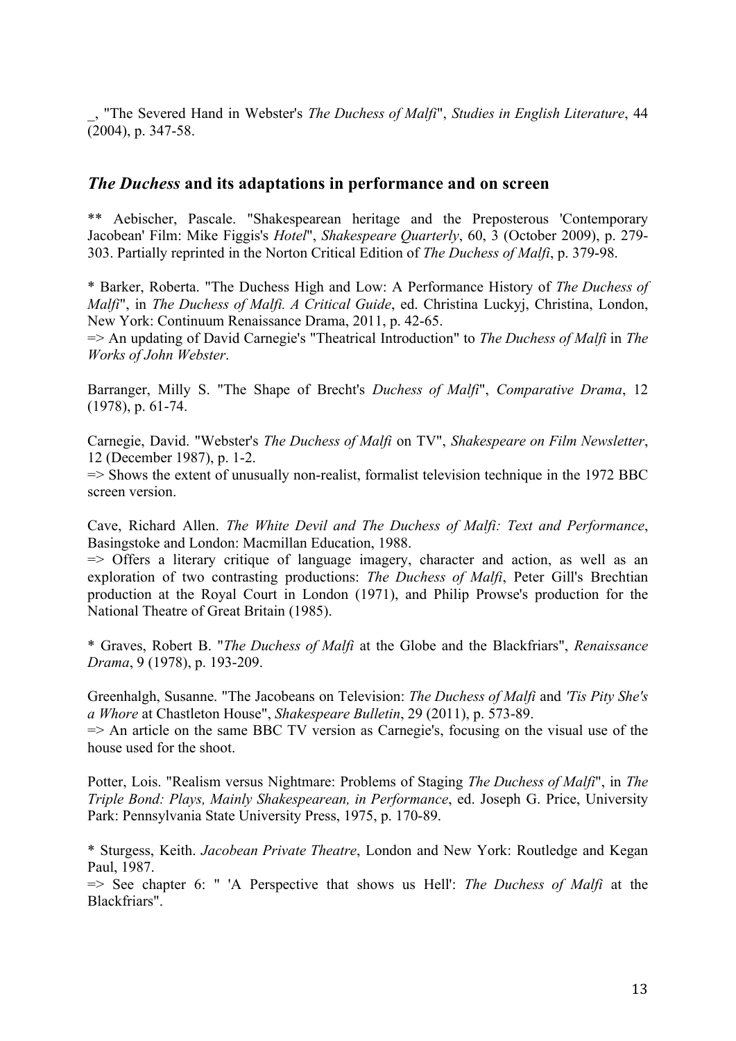_, "The Severed Hand in Webster's *The Duchess of Malfi*", *Studies in English Literature*, 44 (2004), p. 347-58.

## *The Duchess* and its adaptations in performance and on screen

** Aebischer, Pascale. "Shakespearean heritage and the Preposterous 'Contemporary Jacobean' Film: Mike Figgis's *Hotel*", *Shakespeare Quarterly*, 60, 3 (October 2009), p. 279-303. Partially reprinted in the Norton Critical Edition of *The Duchess of Malfi*, p. 379-98.

* Barker, Roberta. "The Duchess High and Low: A Performance History of *The Duchess of Malfi*", in *The Duchess of Malfi. A Critical Guide*, ed. Christina Luckyj, Christina, London, New York: Continuum Renaissance Drama, 2011, p. 42-65.
=> An updating of David Carnegie's "Theatrical Introduction" to *The Duchess of Malfi* in *The Works of John Webster*.

Barranger, Milly S. "The Shape of Brecht's *Duchess of Malfi*", *Comparative Drama*, 12 (1978), p. 61-74.

Carnegie, David. "Webster's *The Duchess of Malfi* on TV", *Shakespeare on Film Newsletter*, 12 (December 1987), p. 1-2.
=> Shows the extent of unusually non-realist, formalist television technique in the 1972 BBC screen version.

Cave, Richard Allen. *The White Devil and The Duchess of Malfi: Text and Performance*, Basingstoke and London: Macmillan Education, 1988.
=> Offers a literary critique of language imagery, character and action, as well as an exploration of two contrasting productions: *The Duchess of Malfi*, Peter Gill's Brechtian production at the Royal Court in London (1971), and Philip Prowse's production for the National Theatre of Great Britain (1985).

* Graves, Robert B. "*The Duchess of Malfi* at the Globe and the Blackfriars", *Renaissance Drama*, 9 (1978), p. 193-209.

Greenhalgh, Susanne. "The Jacobeans on Television: *The Duchess of Malfi* and *'Tis Pity She's a Whore* at Chastleton House", *Shakespeare Bulletin*, 29 (2011), p. 573-89.
=> An article on the same BBC TV version as Carnegie's, focusing on the visual use of the house used for the shoot.

Potter, Lois. "Realism versus Nightmare: Problems of Staging *The Duchess of Malfi*", in *The Triple Bond: Plays, Mainly Shakespearean, in Performance*, ed. Joseph G. Price, University Park: Pennsylvania State University Press, 1975, p. 170-89.

* Sturgess, Keith. *Jacobean Private Theatre*, London and New York: Routledge and Kegan Paul, 1987.
=> See chapter 6: " 'A Perspective that shows us Hell': *The Duchess of Malfi* at the Blackfriars".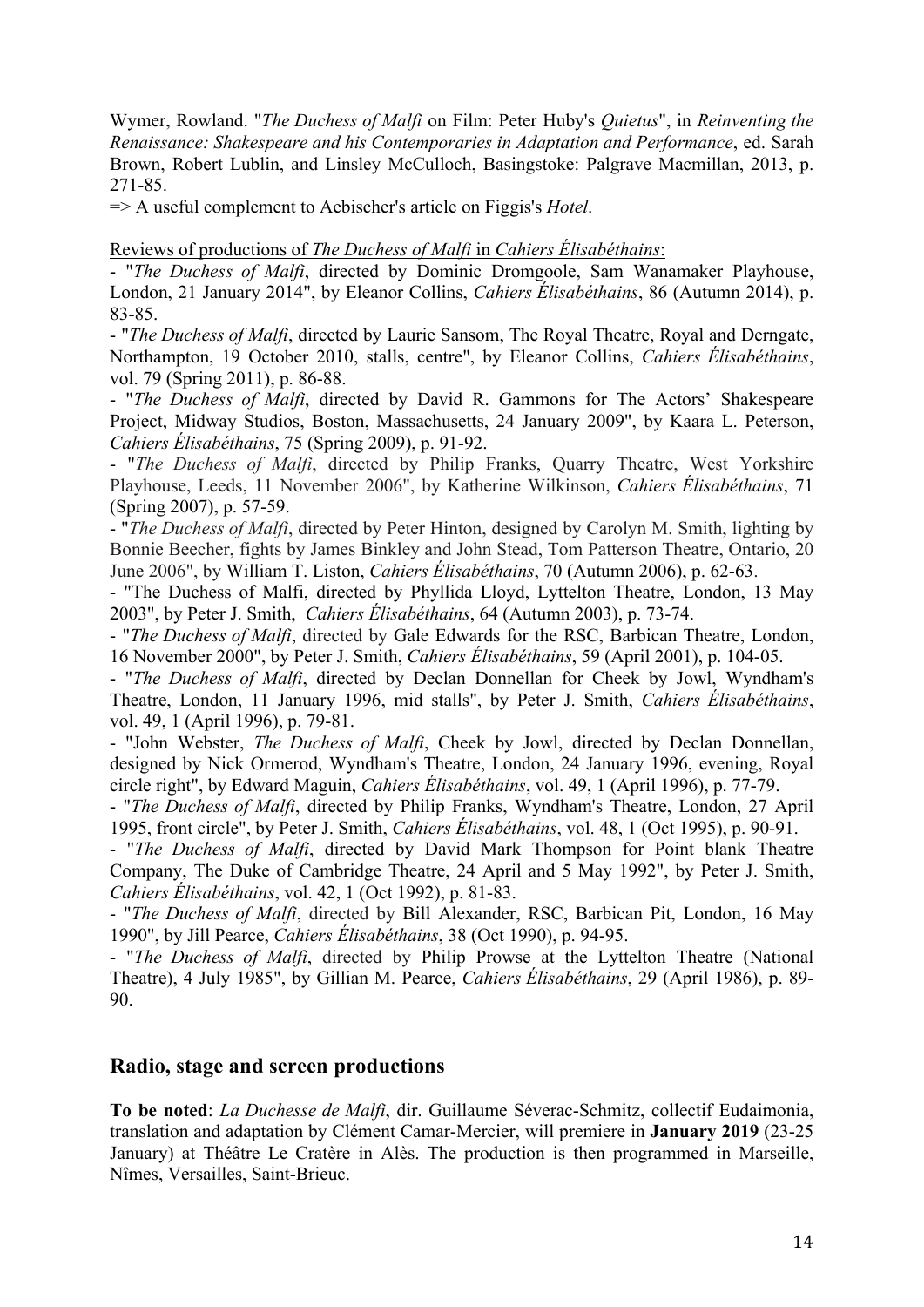Wymer, Rowland. "*The Duchess of Malfi* on Film: Peter Huby's *Quietus*", in *Reinventing the Renaissance: Shakespeare and his Contemporaries in Adaptation and Performance*, ed. Sarah Brown, Robert Lublin, and Linsley McCulloch, Basingstoke: Palgrave Macmillan, 2013, p. 271-85.

=> A useful complement to Aebischer's article on Figgis's *Hotel*.

<u>Reviews of productions of *The Duchess of Malfi* in *Cahiers Élisabéthains*:</u>

- "*The Duchess of Malfi*, directed by Dominic Dromgoole, Sam Wanamaker Playhouse, London, 21 January 2014", by Eleanor Collins, *Cahiers Élisabéthains*, 86 (Autumn 2014), p. 83-85.
- "*The Duchess of Malfi*, directed by Laurie Sansom, The Royal Theatre, Royal and Derngate, Northampton, 19 October 2010, stalls, centre", by Eleanor Collins, *Cahiers Élisabéthains*, vol. 79 (Spring 2011), p. 86-88.
- "*The Duchess of Malfi*, directed by David R. Gammons for The Actors' Shakespeare Project, Midway Studios, Boston, Massachusetts, 24 January 2009", by Kaara L. Peterson, *Cahiers Élisabéthains*, 75 (Spring 2009), p. 91-92.
- "*The Duchess of Malfi*, directed by Philip Franks, Quarry Theatre, West Yorkshire Playhouse, Leeds, 11 November 2006", by Katherine Wilkinson, *Cahiers Élisabéthains*, 71 (Spring 2007), p. 57-59.
- "*The Duchess of Malfi*, directed by Peter Hinton, designed by Carolyn M. Smith, lighting by Bonnie Beecher, fights by James Binkley and John Stead, Tom Patterson Theatre, Ontario, 20 June 2006", by William T. Liston, *Cahiers Élisabéthains*, 70 (Autumn 2006), p. 62-63.
- "The Duchess of Malfi, directed by Phyllida Lloyd, Lyttelton Theatre, London, 13 May 2003", by Peter J. Smith, *Cahiers Élisabéthains*, 64 (Autumn 2003), p. 73-74.
- "*The Duchess of Malfi*, directed by Gale Edwards for the RSC, Barbican Theatre, London, 16 November 2000", by Peter J. Smith, *Cahiers Élisabéthains*, 59 (April 2001), p. 104-05.
- "*The Duchess of Malfi*, directed by Declan Donnellan for Cheek by Jowl, Wyndham's Theatre, London, 11 January 1996, mid stalls", by Peter J. Smith, *Cahiers Élisabéthains*, vol. 49, 1 (April 1996), p. 79-81.
- "John Webster, *The Duchess of Malfi*, Cheek by Jowl, directed by Declan Donnellan, designed by Nick Ormerod, Wyndham's Theatre, London, 24 January 1996, evening, Royal circle right", by Edward Maguin, *Cahiers Élisabéthains*, vol. 49, 1 (April 1996), p. 77-79.
- "*The Duchess of Malfi*, directed by Philip Franks, Wyndham's Theatre, London, 27 April 1995, front circle", by Peter J. Smith, *Cahiers Élisabéthains*, vol. 48, 1 (Oct 1995), p. 90-91.
- "*The Duchess of Malfi*, directed by David Mark Thompson for Point blank Theatre Company, The Duke of Cambridge Theatre, 24 April and 5 May 1992", by Peter J. Smith, *Cahiers Élisabéthains*, vol. 42, 1 (Oct 1992), p. 81-83.
- "*The Duchess of Malfi*, directed by Bill Alexander, RSC, Barbican Pit, London, 16 May 1990", by Jill Pearce, *Cahiers Élisabéthains*, 38 (Oct 1990), p. 94-95.
- "*The Duchess of Malfi*, directed by Philip Prowse at the Lyttelton Theatre (National Theatre), 4 July 1985", by Gillian M. Pearce, *Cahiers Élisabéthains*, 29 (April 1986), p. 89-90.

## Radio, stage and screen productions

**To be noted**: *La Duchesse de Malfi*, dir. Guillaume Séverac-Schmitz, collectif Eudaimonia, translation and adaptation by Clément Camar-Mercier, will premiere in **January 2019** (23-25 January) at Théâtre Le Cratère in Alès. The production is then programmed in Marseille, Nîmes, Versailles, Saint-Brieuc.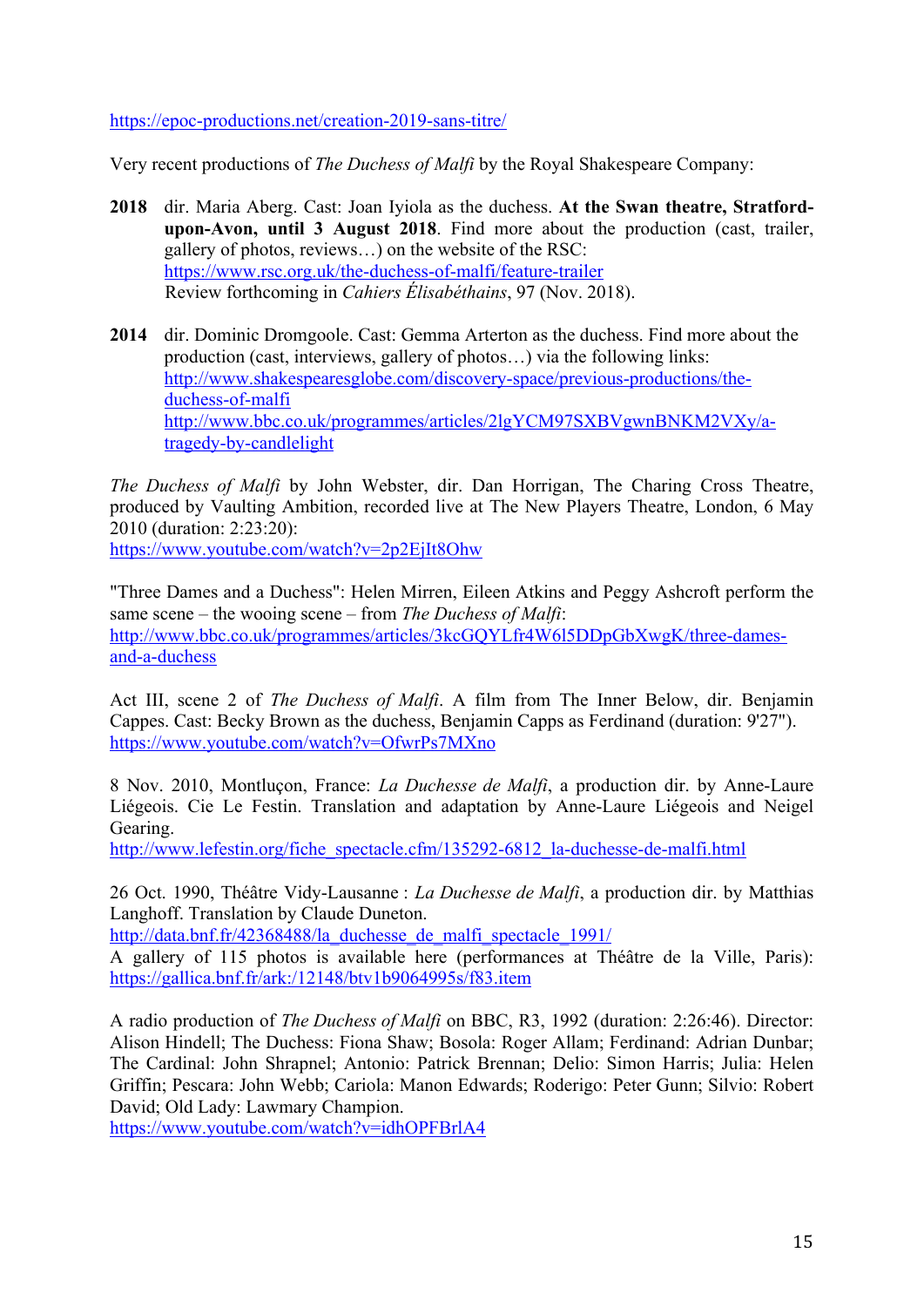https://epoc-productions.net/creation-2019-sans-titre/

Very recent productions of *The Duchess of Malfi* by the Royal Shakespeare Company:

**2018** dir. Maria Aberg. Cast: Joan Iyiola as the duchess. **At the Swan theatre, Stratford-upon-Avon, until 3 August 2018**. Find more about the production (cast, trailer, gallery of photos, reviews…) on the website of the RSC: https://www.rsc.org.uk/the-duchess-of-malfi/feature-trailer
Review forthcoming in *Cahiers Élisabéthains*, 97 (Nov. 2018).

**2014** dir. Dominic Dromgoole. Cast: Gemma Arterton as the duchess. Find more about the production (cast, interviews, gallery of photos…) via the following links: http://www.shakespearesglobe.com/discovery-space/previous-productions/the-duchess-of-malfi
http://www.bbc.co.uk/programmes/articles/2lgYCM97SXBVgwnBNKM2VXy/a-tragedy-by-candlelight

*The Duchess of Malfi* by John Webster, dir. Dan Horrigan, The Charing Cross Theatre, produced by Vaulting Ambition, recorded live at The New Players Theatre, London, 6 May 2010 (duration: 2:23:20):
https://www.youtube.com/watch?v=2p2EjIt8Ohw

"Three Dames and a Duchess": Helen Mirren, Eileen Atkins and Peggy Ashcroft perform the same scene – the wooing scene – from *The Duchess of Malfi*:
http://www.bbc.co.uk/programmes/articles/3kcGQYLfr4W6l5DDpGbXwgK/three-dames-and-a-duchess

Act III, scene 2 of *The Duchess of Malfi*. A film from The Inner Below, dir. Benjamin Cappes. Cast: Becky Brown as the duchess, Benjamin Capps as Ferdinand (duration: 9'27").
https://www.youtube.com/watch?v=OfwrPs7MXno

8 Nov. 2010, Montluçon, France: *La Duchesse de Malfi*, a production dir. by Anne-Laure Liégeois. Cie Le Festin. Translation and adaptation by Anne-Laure Liégeois and Neigel Gearing.
http://www.lefestin.org/fiche_spectacle.cfm/135292-6812_la-duchesse-de-malfi.html

26 Oct. 1990, Théâtre Vidy-Lausanne : *La Duchesse de Malfi*, a production dir. by Matthias Langhoff. Translation by Claude Duneton.
http://data.bnf.fr/42368488/la_duchesse_de_malfi_spectacle_1991/
A gallery of 115 photos is available here (performances at Théâtre de la Ville, Paris): https://gallica.bnf.fr/ark:/12148/btv1b9064995s/f83.item

A radio production of *The Duchess of Malfi* on BBC, R3, 1992 (duration: 2:26:46). Director: Alison Hindell; The Duchess: Fiona Shaw; Bosola: Roger Allam; Ferdinand: Adrian Dunbar; The Cardinal: John Shrapnel; Antonio: Patrick Brennan; Delio: Simon Harris; Julia: Helen Griffin; Pescara: John Webb; Cariola: Manon Edwards; Roderigo: Peter Gunn; Silvio: Robert David; Old Lady: Lawmary Champion.
https://www.youtube.com/watch?v=idhOPFBrlA4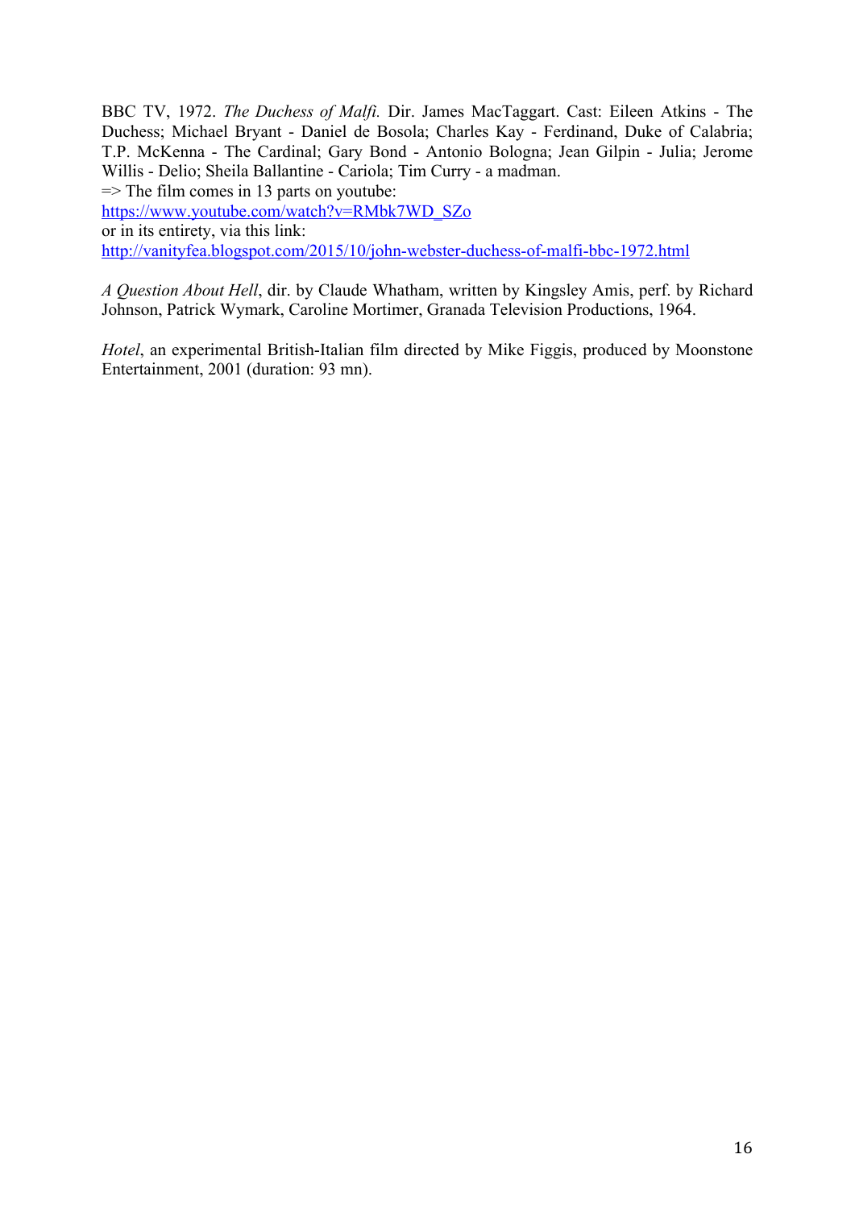BBC TV, 1972. *The Duchess of Malfi.* Dir. James MacTaggart. Cast: Eileen Atkins - The Duchess; Michael Bryant - Daniel de Bosola; Charles Kay - Ferdinand, Duke of Calabria; T.P. McKenna - The Cardinal; Gary Bond - Antonio Bologna; Jean Gilpin - Julia; Jerome Willis - Delio; Sheila Ballantine - Cariola; Tim Curry - a madman.
=> The film comes in 13 parts on youtube:
[https://www.youtube.com/watch?v=RMbk7WD_SZo](https://www.youtube.com/watch?v=RMbk7WD_SZo)
or in its entirety, via this link:
[http://vanityfea.blogspot.com/2015/10/john-webster-duchess-of-malfi-bbc-1972.html](http://vanityfea.blogspot.com/2015/10/john-webster-duchess-of-malfi-bbc-1972.html)

*A Question About Hell*, dir. by Claude Whatham, written by Kingsley Amis, perf. by Richard Johnson, Patrick Wymark, Caroline Mortimer, Granada Television Productions, 1964.

*Hotel*, an experimental British-Italian film directed by Mike Figgis, produced by Moonstone Entertainment, 2001 (duration: 93 mn).